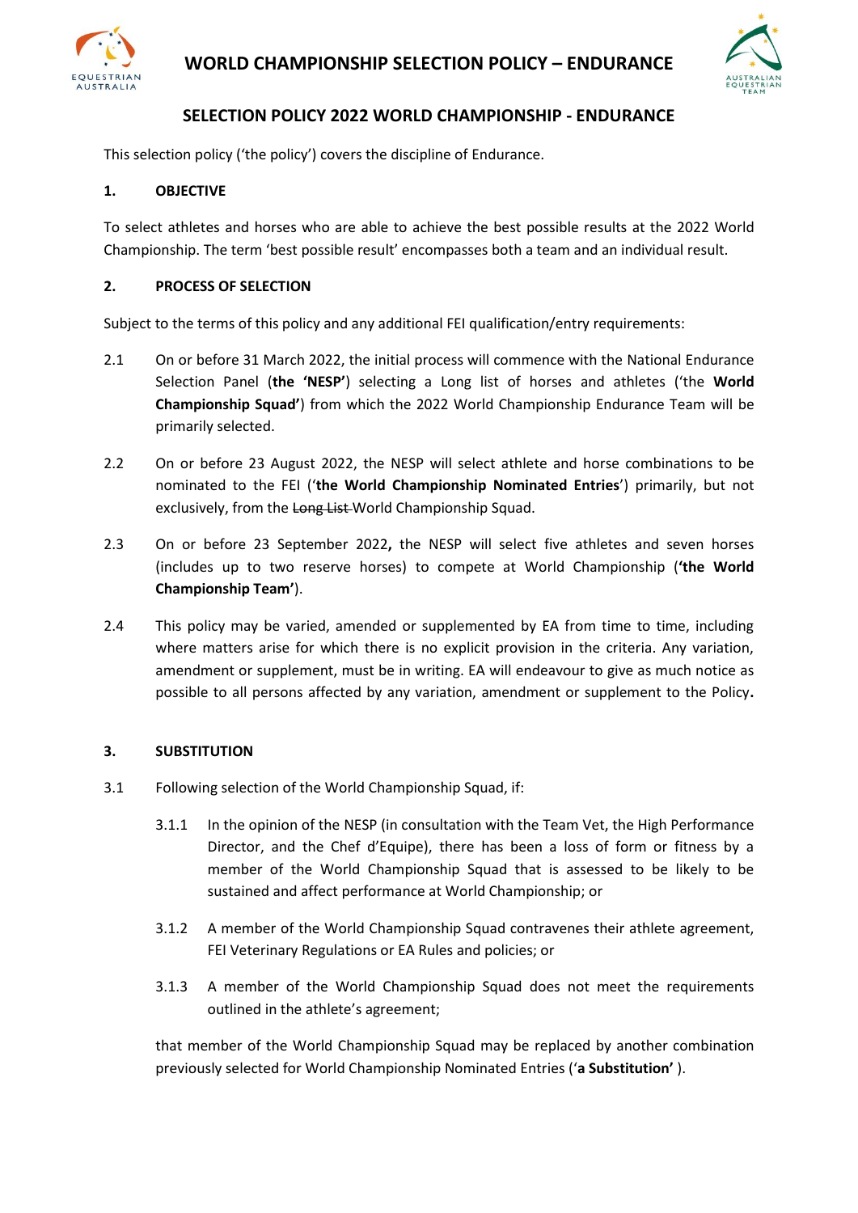# WORLD CHAMPIONSHIP SELECTION POLICY – ENDURANCE

## SELECTION POLICY 2022 WORLD CHAMPIONSHIP - ENDURANCE

This selection policy ('the policy') covers the discipline of Endurance.

### 1. OBJECTIVE

To select athletes and horses who are able to achieve the best possible results at the 2022 World Championship. The term 'best possible result' encompasses both a team and an individual result.

### 2. PROCESS OF SELECTION

Subject to the terms of this policy and any additional FEI qualification/entry requirements:

2.1 On or before 31 March 2022, the initial process will commence with the National Endurance Selection Panel (**the 'NESP'**) selecting a Long list of horses and athletes ('the **World Championship Squad'**) from which the 2022 World Championship Endurance Team will be primarily selected.

2.2 On or before 23 August 2022, the NESP will select athlete and horse combinations to be nominated to the FEI ('**the World Championship Nominated Entries**') primarily, but not exclusively, from the ~~Long List~~ World Championship Squad.

2.3 On or before 23 September 2022**,** the NESP will select five athletes and seven horses (includes up to two reserve horses) to compete at World Championship (**'the World Championship Team'**).

2.4 This policy may be varied, amended or supplemented by EA from time to time, including where matters arise for which there is no explicit provision in the criteria. Any variation, amendment or supplement, must be in writing. EA will endeavour to give as much notice as possible to all persons affected by any variation, amendment or supplement to the Policy**.**

### 3. SUBSTITUTION

3.1 Following selection of the World Championship Squad, if:

3.1.1 In the opinion of the NESP (in consultation with the Team Vet, the High Performance Director, and the Chef d'Equipe), there has been a loss of form or fitness by a member of the World Championship Squad that is assessed to be likely to be sustained and affect performance at World Championship; or

3.1.2 A member of the World Championship Squad contravenes their athlete agreement, FEI Veterinary Regulations or EA Rules and policies; or

3.1.3 A member of the World Championship Squad does not meet the requirements outlined in the athlete's agreement;

that member of the World Championship Squad may be replaced by another combination previously selected for World Championship Nominated Entries ('**a Substitution'** ).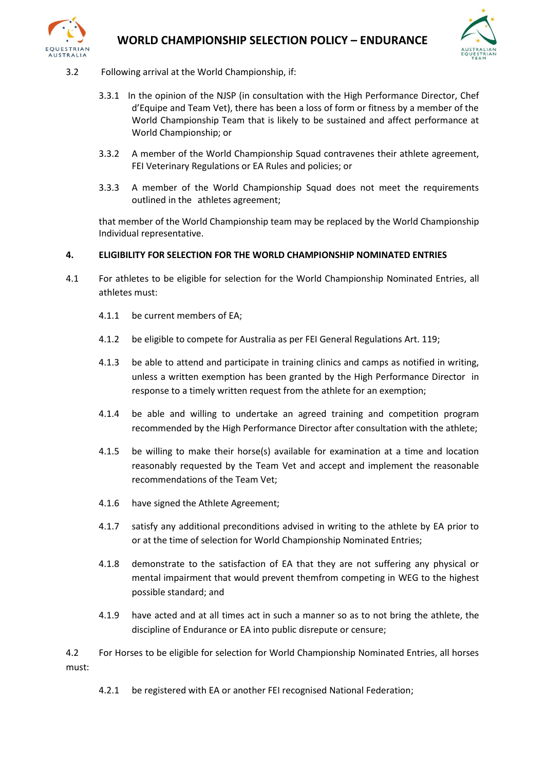3.2 Following arrival at the World Championship, if:

3.3.1 In the opinion of the NJSP (in consultation with the High Performance Director, Chef d'Equipe and Team Vet), there has been a loss of form or fitness by a member of the World Championship Team that is likely to be sustained and affect performance at World Championship; or

3.3.2 A member of the World Championship Squad contravenes their athlete agreement, FEI Veterinary Regulations or EA Rules and policies; or

3.3.3 A member of the World Championship Squad does not meet the requirements outlined in the athletes agreement;

that member of the World Championship team may be replaced by the World Championship Individual representative.

**4. ELIGIBILITY FOR SELECTION FOR THE WORLD CHAMPIONSHIP NOMINATED ENTRIES**

4.1 For athletes to be eligible for selection for the World Championship Nominated Entries, all athletes must:

4.1.1 be current members of EA;

4.1.2 be eligible to compete for Australia as per FEI General Regulations Art. 119;

4.1.3 be able to attend and participate in training clinics and camps as notified in writing, unless a written exemption has been granted by the High Performance Director in response to a timely written request from the athlete for an exemption;

4.1.4 be able and willing to undertake an agreed training and competition program recommended by the High Performance Director after consultation with the athlete;

4.1.5 be willing to make their horse(s) available for examination at a time and location reasonably requested by the Team Vet and accept and implement the reasonable recommendations of the Team Vet;

4.1.6 have signed the Athlete Agreement;

4.1.7 satisfy any additional preconditions advised in writing to the athlete by EA prior to or at the time of selection for World Championship Nominated Entries;

4.1.8 demonstrate to the satisfaction of EA that they are not suffering any physical or mental impairment that would prevent themfrom competing in WEG to the highest possible standard; and

4.1.9 have acted and at all times act in such a manner so as to not bring the athlete, the discipline of Endurance or EA into public disrepute or censure;

4.2 For Horses to be eligible for selection for World Championship Nominated Entries, all horses must:

4.2.1 be registered with EA or another FEI recognised National Federation;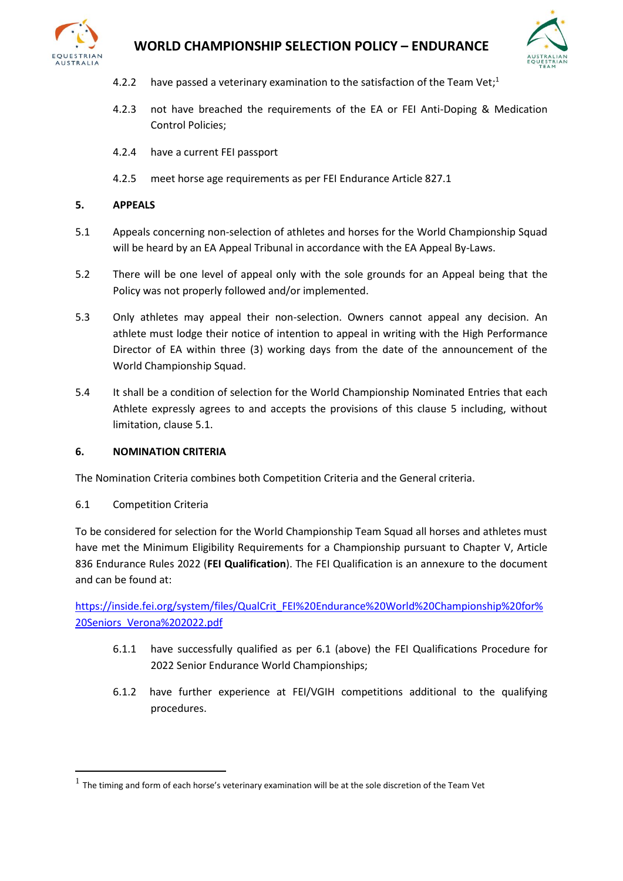4.2.2 have passed a veterinary examination to the satisfaction of the Team Vet;[1]

4.2.3 not have breached the requirements of the EA or FEI Anti-Doping & Medication Control Policies;

4.2.4 have a current FEI passport

4.2.5 meet horse age requirements as per FEI Endurance Article 827.1

## 5. APPEALS

5.1 Appeals concerning non-selection of athletes and horses for the World Championship Squad will be heard by an EA Appeal Tribunal in accordance with the EA Appeal By-Laws.

5.2 There will be one level of appeal only with the sole grounds for an Appeal being that the Policy was not properly followed and/or implemented.

5.3 Only athletes may appeal their non-selection. Owners cannot appeal any decision. An athlete must lodge their notice of intention to appeal in writing with the High Performance Director of EA within three (3) working days from the date of the announcement of the World Championship Squad.

5.4 It shall be a condition of selection for the World Championship Nominated Entries that each Athlete expressly agrees to and accepts the provisions of this clause 5 including, without limitation, clause 5.1.

## 6. NOMINATION CRITERIA

The Nomination Criteria combines both Competition Criteria and the General criteria.

6.1 Competition Criteria

To be considered for selection for the World Championship Team Squad all horses and athletes must have met the Minimum Eligibility Requirements for a Championship pursuant to Chapter V, Article 836 Endurance Rules 2022 (**FEI Qualification**). The FEI Qualification is an annexure to the document and can be found at:

[https://inside.fei.org/system/files/QualCrit_FEI%20Endurance%20World%20Championship%20for%20Seniors_Verona%202022.pdf](https://inside.fei.org/system/files/QualCrit_FEI%20Endurance%20World%20Championship%20for%20Seniors_Verona%202022.pdf)

6.1.1 have successfully qualified as per 6.1 (above) the FEI Qualifications Procedure for 2022 Senior Endurance World Championships;

6.1.2 have further experience at FEI/VGIH competitions additional to the qualifying procedures.

---

[1] The timing and form of each horse's veterinary examination will be at the sole discretion of the Team Vet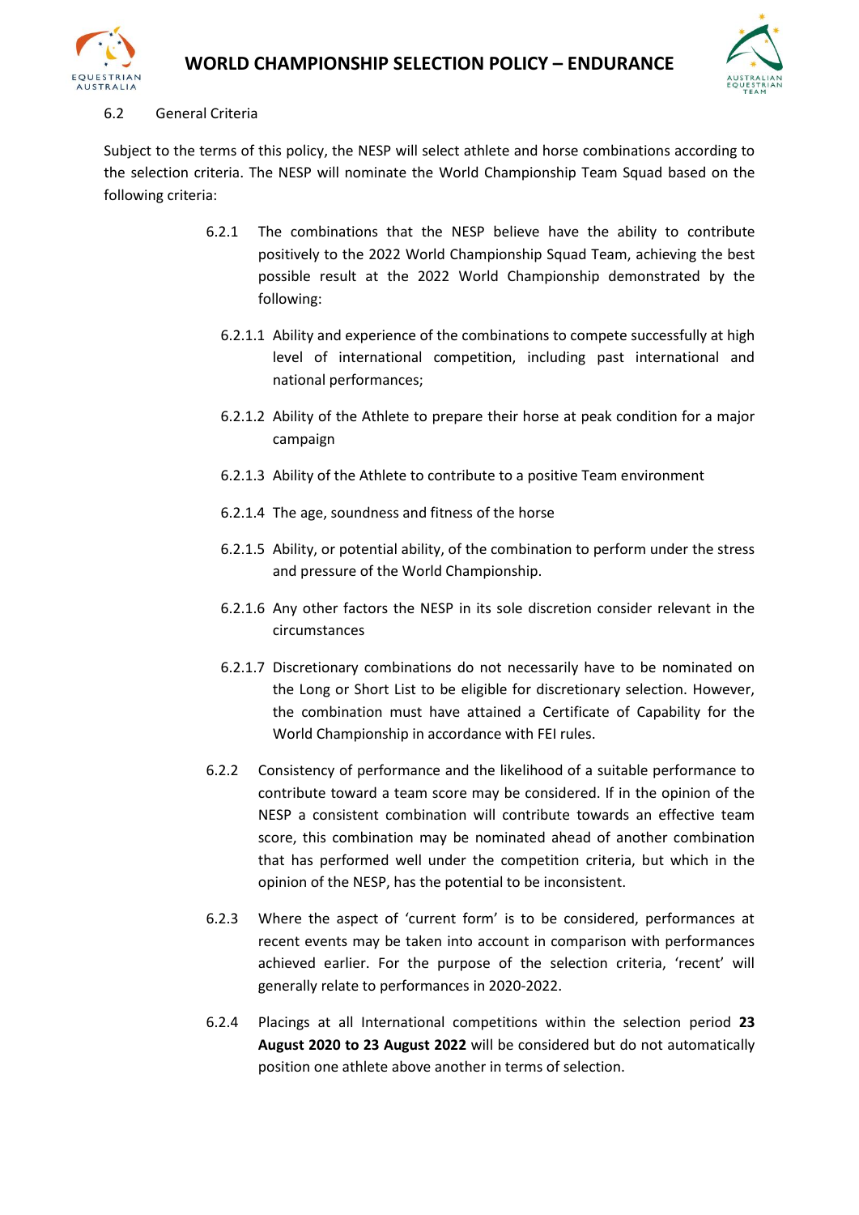6.2 General Criteria

Subject to the terms of this policy, the NESP will select athlete and horse combinations according to the selection criteria. The NESP will nominate the World Championship Team Squad based on the following criteria:

6.2.1 The combinations that the NESP believe have the ability to contribute positively to the 2022 World Championship Squad Team, achieving the best possible result at the 2022 World Championship demonstrated by the following:

6.2.1.1 Ability and experience of the combinations to compete successfully at high level of international competition, including past international and national performances;

6.2.1.2 Ability of the Athlete to prepare their horse at peak condition for a major campaign

6.2.1.3 Ability of the Athlete to contribute to a positive Team environment

6.2.1.4 The age, soundness and fitness of the horse

6.2.1.5 Ability, or potential ability, of the combination to perform under the stress and pressure of the World Championship.

6.2.1.6 Any other factors the NESP in its sole discretion consider relevant in the circumstances

6.2.1.7 Discretionary combinations do not necessarily have to be nominated on the Long or Short List to be eligible for discretionary selection. However, the combination must have attained a Certificate of Capability for the World Championship in accordance with FEI rules.

6.2.2 Consistency of performance and the likelihood of a suitable performance to contribute toward a team score may be considered. If in the opinion of the NESP a consistent combination will contribute towards an effective team score, this combination may be nominated ahead of another combination that has performed well under the competition criteria, but which in the opinion of the NESP, has the potential to be inconsistent.

6.2.3 Where the aspect of 'current form' is to be considered, performances at recent events may be taken into account in comparison with performances achieved earlier. For the purpose of the selection criteria, 'recent' will generally relate to performances in 2020-2022.

6.2.4 Placings at all International competitions within the selection period **23 August 2020 to 23 August 2022** will be considered but do not automatically position one athlete above another in terms of selection.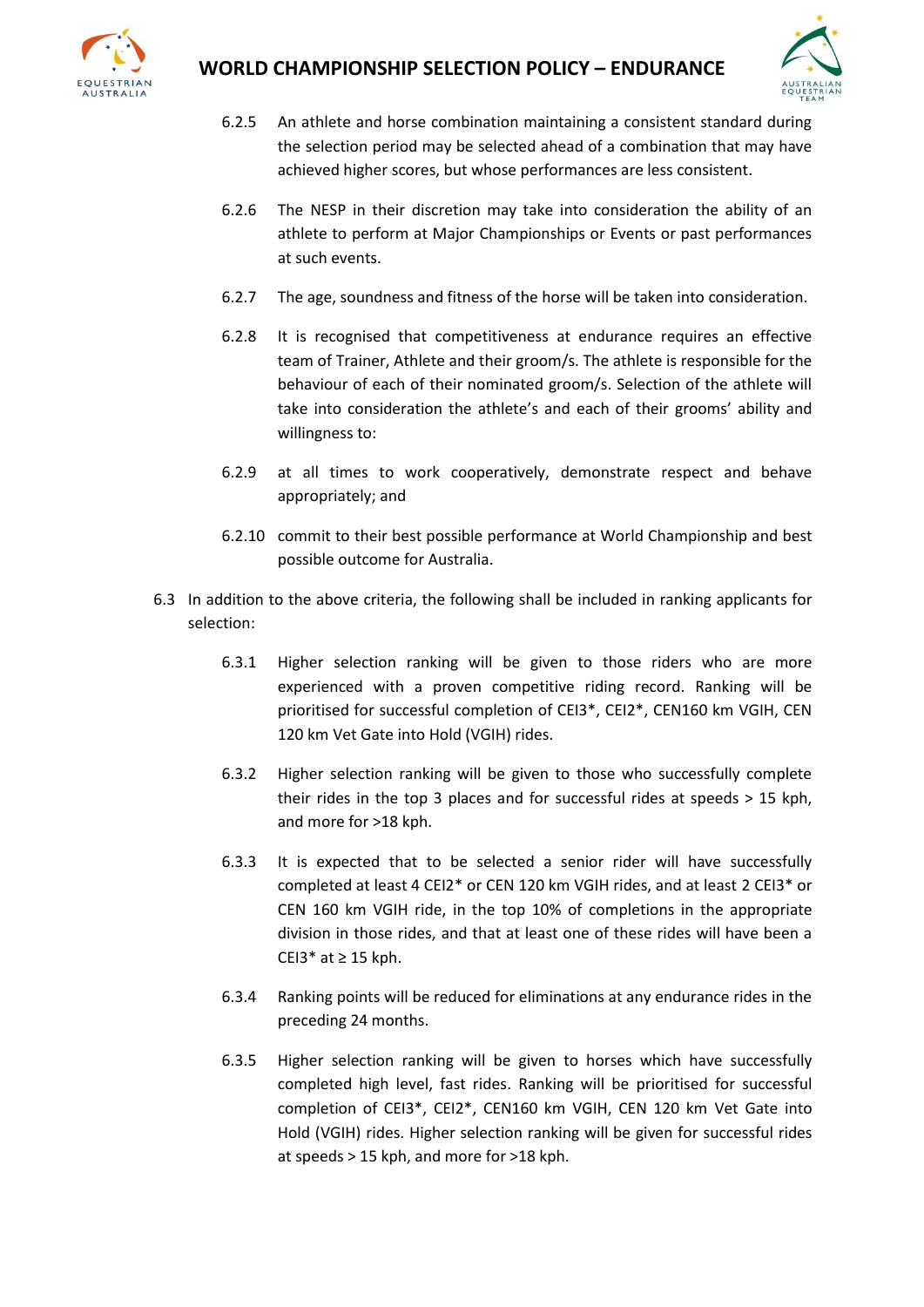6.2.5 An athlete and horse combination maintaining a consistent standard during the selection period may be selected ahead of a combination that may have achieved higher scores, but whose performances are less consistent.

6.2.6 The NESP in their discretion may take into consideration the ability of an athlete to perform at Major Championships or Events or past performances at such events.

6.2.7 The age, soundness and fitness of the horse will be taken into consideration.

6.2.8 It is recognised that competitiveness at endurance requires an effective team of Trainer, Athlete and their groom/s. The athlete is responsible for the behaviour of each of their nominated groom/s. Selection of the athlete will take into consideration the athlete's and each of their grooms' ability and willingness to:

6.2.9 at all times to work cooperatively, demonstrate respect and behave appropriately; and

6.2.10 commit to their best possible performance at World Championship and best possible outcome for Australia.

6.3 In addition to the above criteria, the following shall be included in ranking applicants for selection:

6.3.1 Higher selection ranking will be given to those riders who are more experienced with a proven competitive riding record. Ranking will be prioritised for successful completion of CEI3*, CEI2*, CEN160 km VGIH, CEN 120 km Vet Gate into Hold (VGIH) rides.

6.3.2 Higher selection ranking will be given to those who successfully complete their rides in the top 3 places and for successful rides at speeds > 15 kph, and more for >18 kph.

6.3.3 It is expected that to be selected a senior rider will have successfully completed at least 4 CEI2* or CEN 120 km VGIH rides, and at least 2 CEI3* or CEN 160 km VGIH ride, in the top 10% of completions in the appropriate division in those rides, and that at least one of these rides will have been a CEI3* at ≥ 15 kph.

6.3.4 Ranking points will be reduced for eliminations at any endurance rides in the preceding 24 months.

6.3.5 Higher selection ranking will be given to horses which have successfully completed high level, fast rides. Ranking will be prioritised for successful completion of CEI3*, CEI2*, CEN160 km VGIH, CEN 120 km Vet Gate into Hold (VGIH) rides. Higher selection ranking will be given for successful rides at speeds > 15 kph, and more for >18 kph.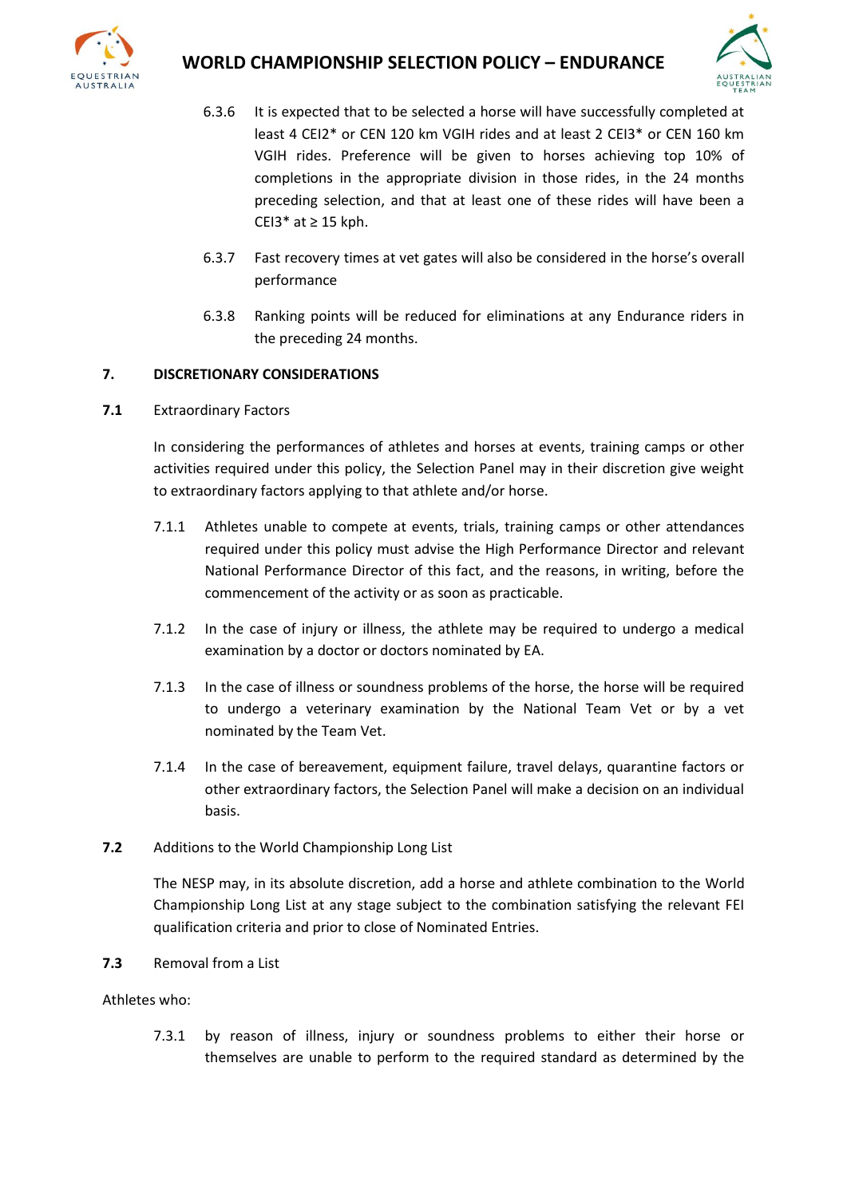6.3.6 It is expected that to be selected a horse will have successfully completed at least 4 CEI2* or CEN 120 km VGIH rides and at least 2 CEI3* or CEN 160 km VGIH rides. Preference will be given to horses achieving top 10% of completions in the appropriate division in those rides, in the 24 months preceding selection, and that at least one of these rides will have been a CEI3* at ≥ 15 kph.

6.3.7 Fast recovery times at vet gates will also be considered in the horse's overall performance

6.3.8 Ranking points will be reduced for eliminations at any Endurance riders in the preceding 24 months.

## 7. DISCRETIONARY CONSIDERATIONS

### 7.1 Extraordinary Factors

In considering the performances of athletes and horses at events, training camps or other activities required under this policy, the Selection Panel may in their discretion give weight to extraordinary factors applying to that athlete and/or horse.

7.1.1 Athletes unable to compete at events, trials, training camps or other attendances required under this policy must advise the High Performance Director and relevant National Performance Director of this fact, and the reasons, in writing, before the commencement of the activity or as soon as practicable.

7.1.2 In the case of injury or illness, the athlete may be required to undergo a medical examination by a doctor or doctors nominated by EA.

7.1.3 In the case of illness or soundness problems of the horse, the horse will be required to undergo a veterinary examination by the National Team Vet or by a vet nominated by the Team Vet.

7.1.4 In the case of bereavement, equipment failure, travel delays, quarantine factors or other extraordinary factors, the Selection Panel will make a decision on an individual basis.

### 7.2 Additions to the World Championship Long List

The NESP may, in its absolute discretion, add a horse and athlete combination to the World Championship Long List at any stage subject to the combination satisfying the relevant FEI qualification criteria and prior to close of Nominated Entries.

### 7.3 Removal from a List

Athletes who:

7.3.1 by reason of illness, injury or soundness problems to either their horse or themselves are unable to perform to the required standard as determined by the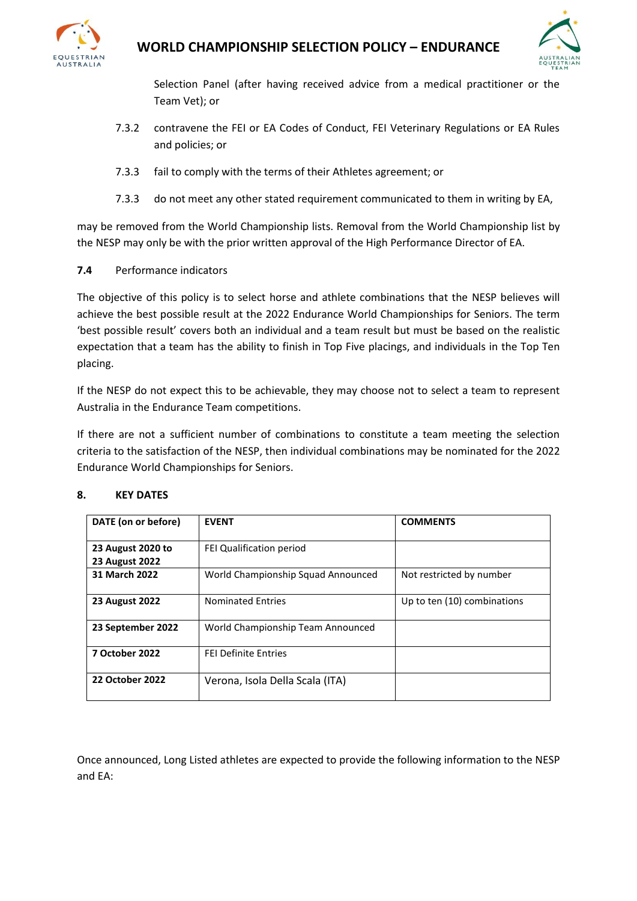Selection Panel (after having received advice from a medical practitioner or the Team Vet); or

7.3.2 contravene the FEI or EA Codes of Conduct, FEI Veterinary Regulations or EA Rules and policies; or

7.3.3 fail to comply with the terms of their Athletes agreement; or

7.3.3 do not meet any other stated requirement communicated to them in writing by EA,

may be removed from the World Championship lists. Removal from the World Championship list by the NESP may only be with the prior written approval of the High Performance Director of EA.

**7.4** Performance indicators

The objective of this policy is to select horse and athlete combinations that the NESP believes will achieve the best possible result at the 2022 Endurance World Championships for Seniors. The term 'best possible result' covers both an individual and a team result but must be based on the realistic expectation that a team has the ability to finish in Top Five placings, and individuals in the Top Ten placing.

If the NESP do not expect this to be achievable, they may choose not to select a team to represent Australia in the Endurance Team competitions.

If there are not a sufficient number of combinations to constitute a team meeting the selection criteria to the satisfaction of the NESP, then individual combinations may be nominated for the 2022 Endurance World Championships for Seniors.

## 8. KEY DATES

| DATE (on or before) | EVENT | COMMENTS |
|---|---|---|
| **23 August 2020 to 23 August 2022** | FEI Qualification period | |
| **31 March 2022** | World Championship Squad Announced | Not restricted by number |
| **23 August 2022** | Nominated Entries | Up to ten (10) combinations |
| **23 September 2022** | World Championship Team Announced | |
| **7 October 2022** | FEI Definite Entries | |
| **22 October 2022** | Verona, Isola Della Scala (ITA) | |

Once announced, Long Listed athletes are expected to provide the following information to the NESP and EA: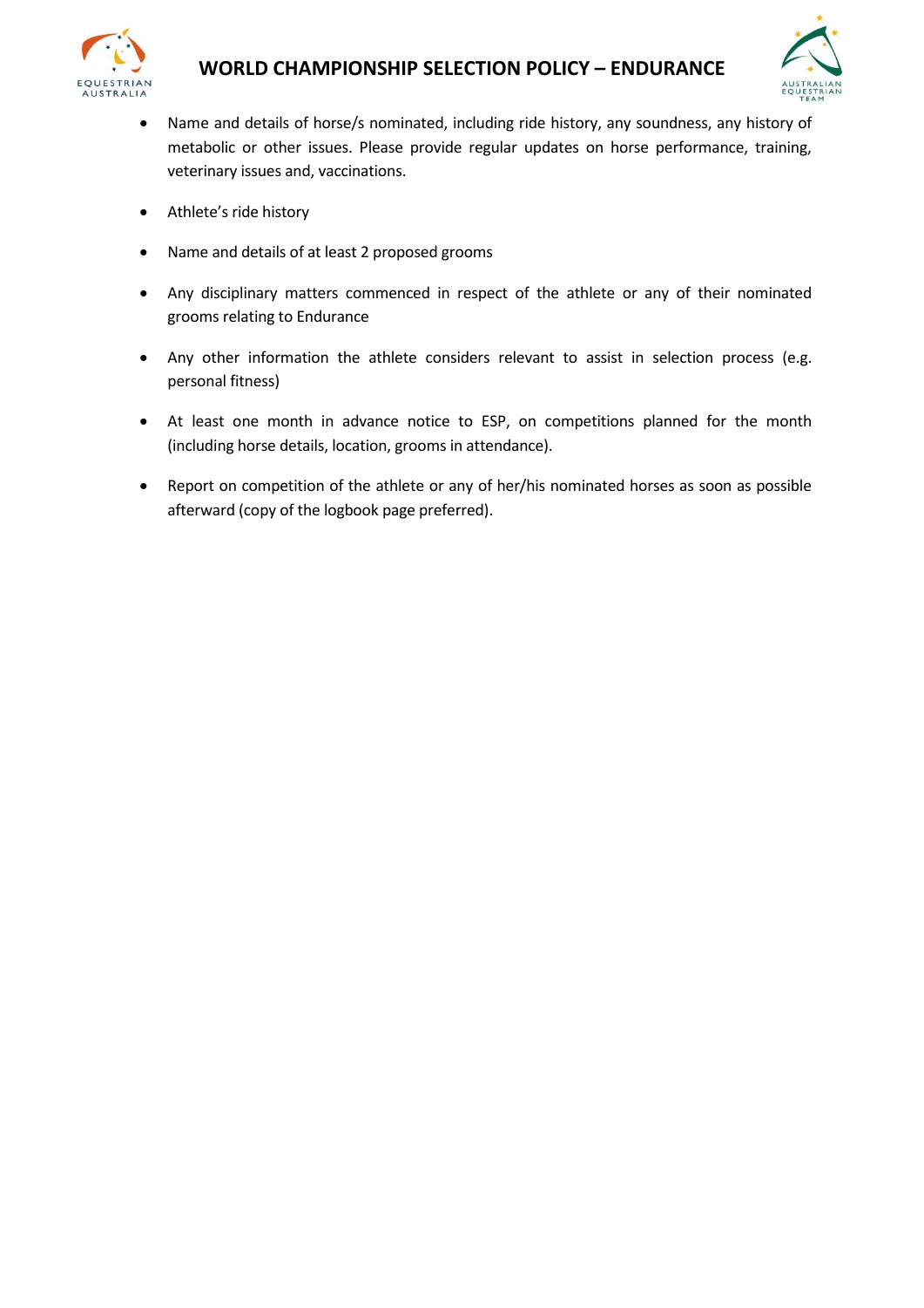- Name and details of horse/s nominated, including ride history, any soundness, any history of metabolic or other issues. Please provide regular updates on horse performance, training, veterinary issues and, vaccinations.
- Athlete's ride history
- Name and details of at least 2 proposed grooms
- Any disciplinary matters commenced in respect of the athlete or any of their nominated grooms relating to Endurance
- Any other information the athlete considers relevant to assist in selection process (e.g. personal fitness)
- At least one month in advance notice to ESP, on competitions planned for the month (including horse details, location, grooms in attendance).
- Report on competition of the athlete or any of her/his nominated horses as soon as possible afterward (copy of the logbook page preferred).